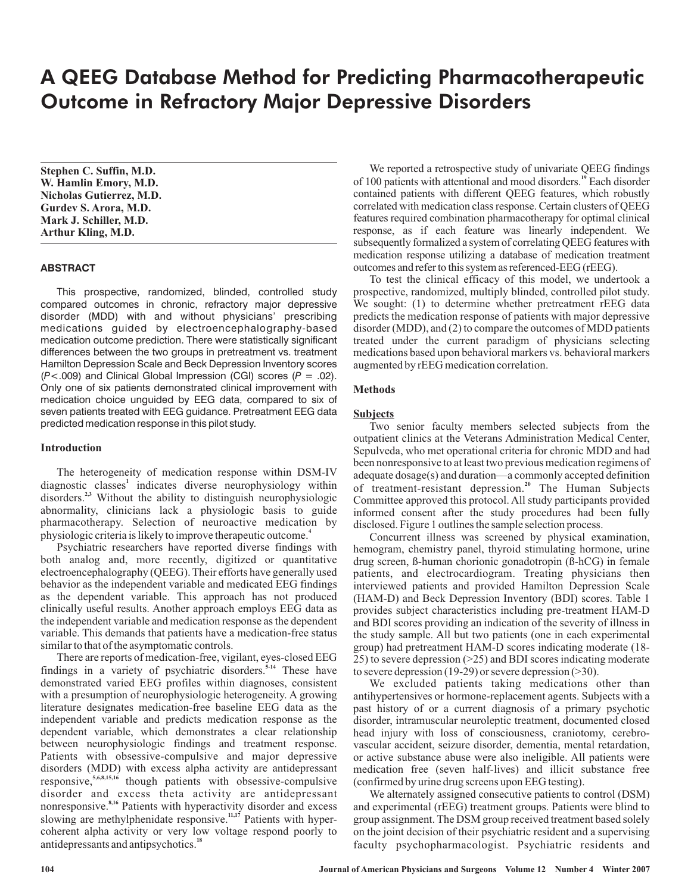# A QEEG Database Method for Predicting Pharmacotherapeutic Outcome in Refractory Major Depressive Disorders

**Stephen C. Suffin, M.D.**
**W. Hamlin Emory, M.D.**
**Nicholas Gutierrez, M.D.**
**Gurdev S. Arora, M.D.**
**Mark J. Schiller, M.D.**
**Arthur Kling, M.D.**

## ABSTRACT

This prospective, randomized, blinded, controlled study compared outcomes in chronic, refractory major depressive disorder (MDD) with and without physicians' prescribing medications guided by electroencephalography-based medication outcome prediction. There were statistically significant differences between the two groups in pretreatment vs. treatment Hamilton Depression Scale and Beck Depression Inventory scores ($P < .009$) and Clinical Global Impression (CGI) scores ($P = .02$). Only one of six patients demonstrated clinical improvement with medication choice unguided by EEG data, compared to six of seven patients treated with EEG guidance. Pretreatment EEG data predicted medication response in this pilot study.

## Introduction

The heterogeneity of medication response within DSM-IV diagnostic classes[1] indicates diverse neurophysiology within disorders.[2,3] Without the ability to distinguish neurophysiologic abnormality, clinicians lack a physiologic basis to guide pharmacotherapy. Selection of neuroactive medication by physiologic criteria is likely to improve therapeutic outcome.[4]

Psychiatric researchers have reported diverse findings with both analog and, more recently, digitized or quantitative electroencephalography (QEEG). Their efforts have generally used behavior as the independent variable and medicated EEG findings as the dependent variable. This approach has not produced clinically useful results. Another approach employs EEG data as the independent variable and medication response as the dependent variable. This demands that patients have a medication-free status similar to that of the asymptomatic controls.

There are reports of medication-free, vigilant, eyes-closed EEG findings in a variety of psychiatric disorders.[5-14] These have demonstrated varied EEG profiles within diagnoses, consistent with a presumption of neurophysiologic heterogeneity. A growing literature designates medication-free baseline EEG data as the independent variable and predicts medication response as the dependent variable, which demonstrates a clear relationship between neurophysiologic findings and treatment response. Patients with obsessive-compulsive and major depressive disorders (MDD) with excess alpha activity are antidepressant responsive,[5,6,8,15,16] though patients with obsessive-compulsive disorder and excess theta activity are antidepressant nonresponsive.[8,16] Patients with hyperactivity disorder and excess slowing are methylphenidate responsive.[11,17] Patients with hypercoherent alpha activity or very low voltage respond poorly to antidepressants and antipsychotics.[18]

We reported a retrospective study of univariate QEEG findings of 100 patients with attentional and mood disorders.[19] Each disorder contained patients with different QEEG features, which robustly correlated with medication class response. Certain clusters of QEEG features required combination pharmacotherapy for optimal clinical response, as if each feature was linearly independent. We subsequently formalized a system of correlating QEEG features with medication response utilizing a database of medication treatment outcomes and refer to this system as referenced-EEG (rEEG).

To test the clinical efficacy of this model, we undertook a prospective, randomized, multiply blinded, controlled pilot study. We sought: (1) to determine whether pretreatment rEEG data predicts the medication response of patients with major depressive disorder (MDD), and (2) to compare the outcomes of MDD patients treated under the current paradigm of physicians selecting medications based upon behavioral markers vs. behavioral markers augmented by rEEG medication correlation.

## Methods

### Subjects

Two senior faculty members selected subjects from the outpatient clinics at the Veterans Administration Medical Center, Sepulveda, who met operational criteria for chronic MDD and had been nonresponsive to at least two previous medication regimens of adequate dosage(s) and duration—a commonly accepted definition of treatment-resistant depression.[20] The Human Subjects Committee approved this protocol. All study participants provided informed consent after the study procedures had been fully disclosed. Figure 1 outlines the sample selection process.

Concurrent illness was screened by physical examination, hemogram, chemistry panel, thyroid stimulating hormone, urine drug screen, ß-human chorionic gonadotropin (ß-hCG) in female patients, and electrocardiogram. Treating physicians then interviewed patients and provided Hamilton Depression Scale (HAM-D) and Beck Depression Inventory (BDI) scores. Table 1 provides subject characteristics including pre-treatment HAM-D and BDI scores providing an indication of the severity of illness in the study sample. All but two patients (one in each experimental group) had pretreatment HAM-D scores indicating moderate (18-25) to severe depression (>25) and BDI scores indicating moderate to severe depression (19-29) or severe depression (>30).

We excluded patients taking medications other than antihypertensives or hormone-replacement agents. Subjects with a past history of or a current diagnosis of a primary psychotic disorder, intramuscular neuroleptic treatment, documented closed head injury with loss of consciousness, craniotomy, cerebrovascular accident, seizure disorder, dementia, mental retardation, or active substance abuse were also ineligible. All patients were medication free (seven half-lives) and illicit substance free (confirmed by urine drug screens upon EEG testing).

We alternately assigned consecutive patients to control (DSM) and experimental (rEEG) treatment groups. Patients were blind to group assignment. The DSM group received treatment based solely on the joint decision of their psychiatric resident and a supervising faculty psychopharmacologist. Psychiatric residents and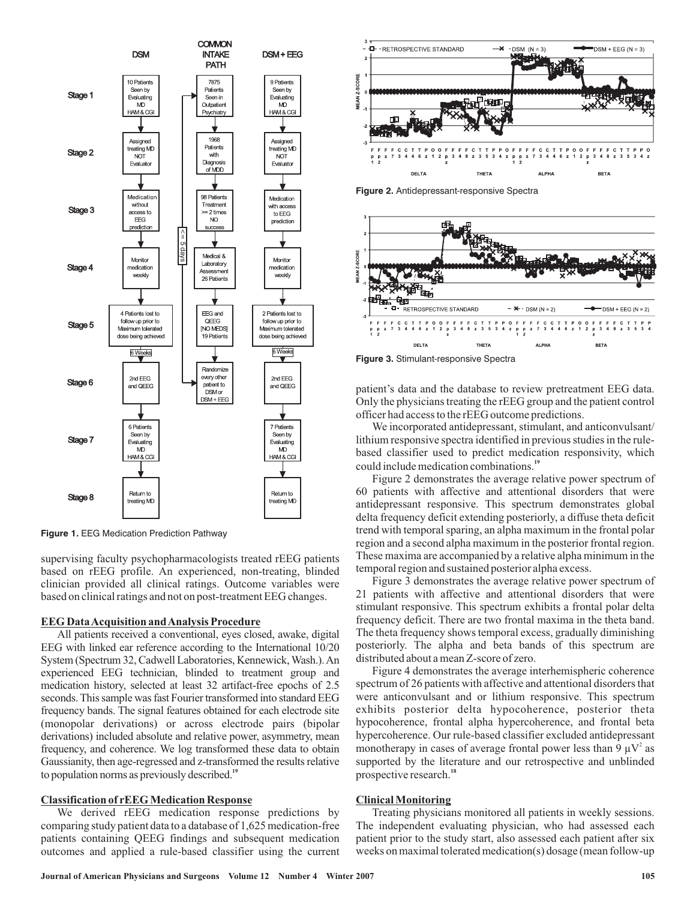Figure 1. EEG Medication Prediction Pathway

supervising faculty psychopharmacologists treated rEEG patients based on rEEG profile. An experienced, non-treating, blinded clinician provided all clinical ratings. Outcome variables were based on clinical ratings and not on post-treatment EEG changes.

## EEG Data Acquisition and Analysis Procedure

All patients received a conventional, eyes closed, awake, digital EEG with linked ear reference according to the International 10/20 System (Spectrum 32, Cadwell Laboratories, Kennewick, Wash.). An experienced EEG technician, blinded to treatment group and medication history, selected at least 32 artifact-free epochs of 2.5 seconds. This sample was fast Fourier transformed into standard EEG frequency bands. The signal features obtained for each electrode site (monopolar derivations) or across electrode pairs (bipolar derivations) included absolute and relative power, asymmetry, mean frequency, and coherence. We log transformed these data to obtain Gaussianity, then age-regressed and z-transformed the results relative to population norms as previously described.[19]

## Classification of rEEG Medication Response

We derived rEEG medication response predictions by comparing study patient data to a database of 1,625 medication-free patients containing QEEG findings and subsequent medication outcomes and applied a rule-based classifier using the current patient's data and the database to review pretreatment EEG data. Only the physicians treating the rEEG group and the patient control officer had access to the rEEG outcome predictions.

We incorporated antidepressant, stimulant, and anticonvulsant/lithium responsive spectra identified in previous studies in the rule-based classifier used to predict medication responsivity, which could include medication combinations.[19]

Figure 2 demonstrates the average relative power spectrum of 60 patients with affective and attentional disorders that were antidepressant responsive. This spectrum demonstrates global delta frequency deficit extending posteriorly, a diffuse theta deficit trend with temporal sparing, an alpha maximum in the frontal polar region and a second alpha maximum in the posterior frontal region. These maxima are accompanied by a relative alpha minimum in the temporal region and sustained posterior alpha excess.

Figure 3 demonstrates the average relative power spectrum of 21 patients with affective and attentional disorders that were stimulant responsive. This spectrum exhibits a frontal polar delta frequency deficit. There are two frontal maxima in the theta band. The theta frequency shows temporal excess, gradually diminishing posteriorly. The alpha and beta bands of this spectrum are distributed about a mean Z-score of zero.

Figure 4 demonstrates the average interhemispheric coherence spectrum of 26 patients with affective and attentional disorders that were anticonvulsant and or lithium responsive. This spectrum exhibits posterior delta hypocoherence, posterior theta hypocoherence, frontal alpha hypercoherence, and frontal beta hypercoherence. Our rule-based classifier excluded antidepressant monotherapy in cases of average frontal power less than 9 $\mu V^2$ as supported by the literature and our retrospective and unblinded prospective research.[18]

Figure 2. Antidepressant-responsive Spectra

Figure 3. Stimulant-responsive Spectra

## Clinical Monitoring

Treating physicians monitored all patients in weekly sessions. The independent evaluating physician, who had assessed each patient prior to the study start, also assessed each patient after six weeks on maximal tolerated medication(s) dosage (mean follow-up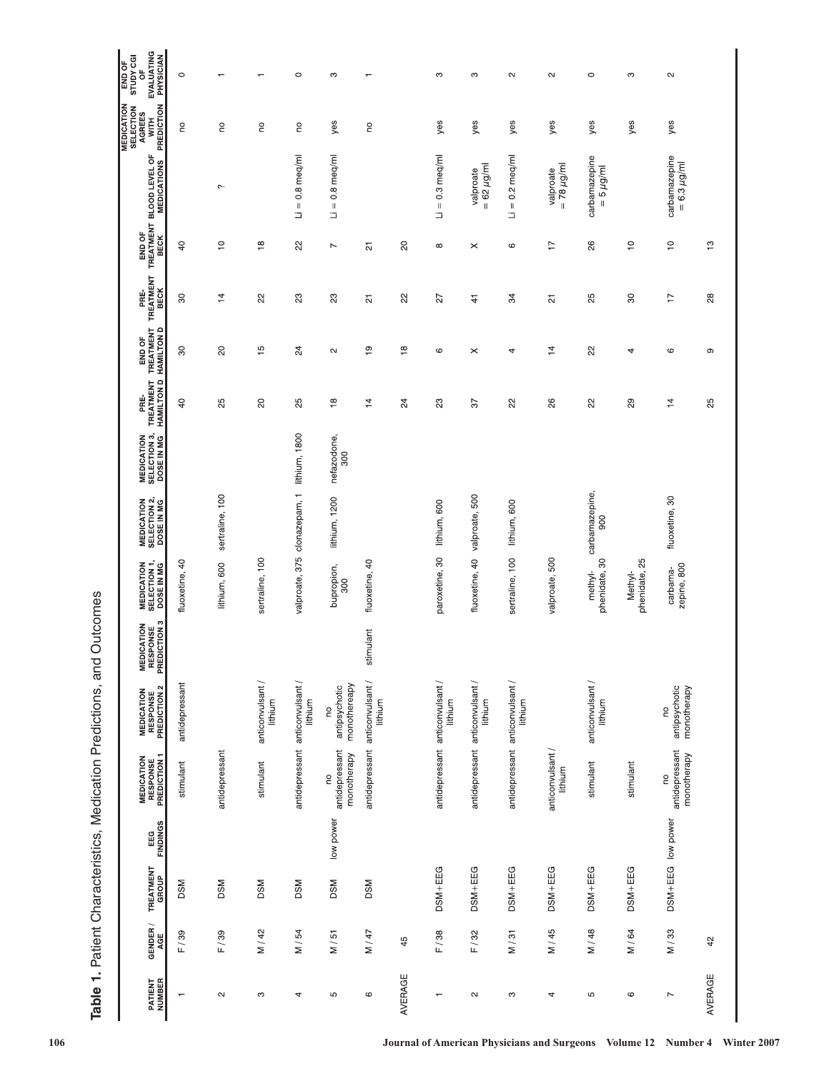**Table 1.** Patient Characteristics, Medication Predictions, and Outcomes

| PATIENT NUMBER | GENDER / AGE | TREATMENT GROUP | EEG FINDINGS | MEDICATION RESPONSE PREDICTION 1 | MEDICATION RESPONSE PREDICTION 2 | MEDICATION RESPONSE PREDICTION 3 | MEDICATION SELECTION 1, DOSE IN MG | MEDICATION SELECTION 2, DOSE IN MG | MEDICATION SELECTION 3, DOSE IN MG | PRE-TREATMENT HAMILTON D | END OF TREATMENT HAMILTON D | PRE-TREATMENT BECK | END OF TREATMENT BECK | BLOOD LEVEL OF MEDICATIONS | MEDICATION SELECTION AGREES WITH PREDICTION | END OF STUDY CGI OF EVALUATING PHYSICIAN |
|---|---|---|---|---|---|---|---|---|---|---|---|---|---|---|---|---|
| 1 | F / 39 | DSM | | stimulant | antidepressant | | fluoxetine, 40 | | | 40 | 30 | 30 | 40 | | no | 0 |
| 2 | F / 39 | DSM | | antidepressant | | | lithium, 600 | sertraline, 100 | | 25 | 20 | 14 | 10 | ? | no | 1 |
| 3 | M / 42 | DSM | | stimulant | anticonvulsant / lithium | | sertraline, 100 | | | 20 | 15 | 22 | 18 | | no | 1 |
| 4 | M / 54 | DSM | | antidepressant | anticonvulsant / lithium | | valproate, 375 | clonazepam, 1 | lithium, 1800 | 25 | 24 | 23 | 22 | Li = 0.8 meq/ml | no | 0 |
| 5 | M / 51 | DSM | low power | no antidepressant monotherapy | no antipsychotic monothereapy | | bupropion, 300 | lithium, 1200 | nefazodone, 300 | 18 | 2 | 23 | 7 | Li = 0.8 meq/ml | yes | 3 |
| 6 | M / 47 | DSM | | antidepressant | anticonvulsant / lithium | stimulant | fluoxetine, 40 | | | 14 | 19 | 21 | 21 | | no | 1 |
| AVERAGE | 45 | | | | | | | | | 24 | 18 | 22 | 20 | | | |
| 1 | F / 38 | DSM+EEG | | antidepressant | anticonvulsant / lithium | | paroxetine, 30 | lithium, 600 | | 23 | 6 | 27 | 8 | Li = 0.3 meq/ml | yes | 3 |
| 2 | F / 32 | DSM+EEG | | antidepressant | anticonvulsant / lithium | | fluoxetine, 40 | valproate, 500 | | 37 | X | 41 | X | valproate = 62 μg/ml | yes | 3 |
| 3 | M / 31 | DSM+EEG | | antidepressant | anticonvulsant / lithium | | sertraline, 100 | lithium, 600 | | 22 | 4 | 34 | 6 | Li = 0.2 meq/ml | yes | 2 |
| 4 | M / 45 | DSM+EEG | | anticonvulsant / lithium | | | valproate, 500 | | | 26 | 14 | 21 | 17 | valproate = 78 μg/ml | yes | 2 |
| 5 | M / 48 | DSM+EEG | | stimulant | anticonvulsant / lithium | | methyl-phenidate, 30 | carbamazepine, 900 | | 22 | 22 | 25 | 26 | carbamazepine = 5 μg/ml | yes | 0 |
| 6 | M / 64 | DSM+EEG | | stimulant | | | Methyl-phenidate, 25 | | | 29 | 4 | 30 | 10 | | yes | 3 |
| 7 | M / 33 | DSM+EEG | low power | no antidepressant monotherapy | no antipsychotic monotherapy | | carbama-zepine, 800 | fluoxetine, 30 | | 14 | 6 | 17 | 10 | carbamazepine = 6.3 μg/ml | yes | 2 |
| AVERAGE | 42 | | | | | | | | | 25 | 9 | 28 | 13 | | | |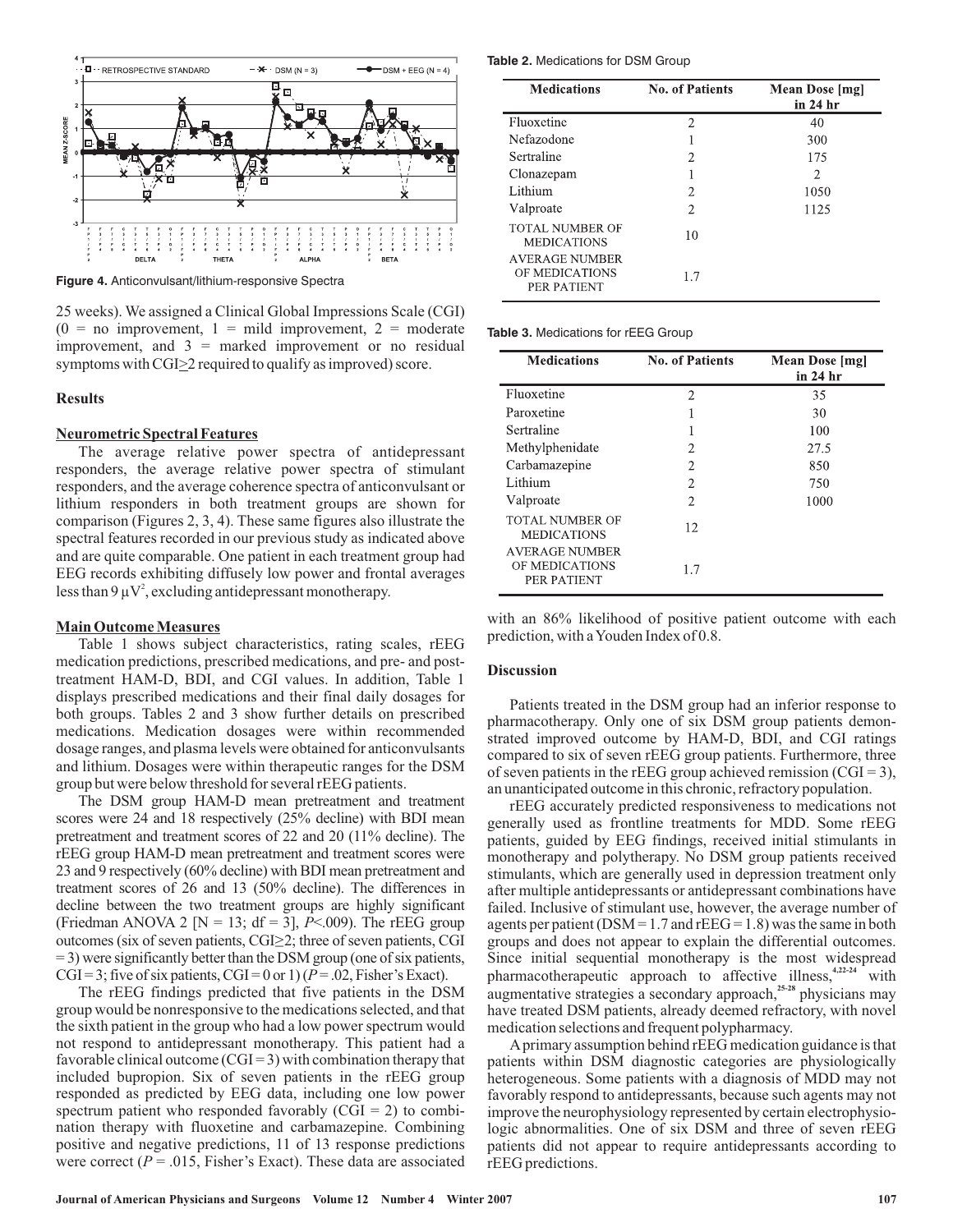Figure 4. Anticonvulsant/lithium-responsive Spectra

25 weeks). We assigned a Clinical Global Impressions Scale (CGI) (0 = no improvement, 1 = mild improvement, 2 = moderate improvement, and 3 = marked improvement or no residual symptoms with CGI≥2 required to qualify as improved) score.

### Results

#### Neurometric Spectral Features

The average relative power spectra of antidepressant responders, the average relative power spectra of stimulant responders, and the average coherence spectra of anticonvulsant or lithium responders in both treatment groups are shown for comparison (Figures 2, 3, 4). These same figures also illustrate the spectral features recorded in our previous study as indicated above and are quite comparable. One patient in each treatment group had EEG records exhibiting diffusely low power and frontal averages less than 9 $\mu V^2$, excluding antidepressant monotherapy.

#### Main Outcome Measures

Table 1 shows subject characteristics, rating scales, rEEG medication predictions, prescribed medications, and pre- and post-treatment HAM-D, BDI, and CGI values. In addition, Table 1 displays prescribed medications and their final daily dosages for both groups. Tables 2 and 3 show further details on prescribed medications. Medication dosages were within recommended dosage ranges, and plasma levels were obtained for anticonvulsants and lithium. Dosages were within therapeutic ranges for the DSM group but were below threshold for several rEEG patients.

The DSM group HAM-D mean pretreatment and treatment scores were 24 and 18 respectively (25% decline) with BDI mean pretreatment and treatment scores of 22 and 20 (11% decline). The rEEG group HAM-D mean pretreatment and treatment scores were 23 and 9 respectively (60% decline) with BDI mean pretreatment and treatment scores of 26 and 13 (50% decline). The differences in decline between the two treatment groups are highly significant (Friedman ANOVA 2 [N = 13; df = 3], *P*<.009). The rEEG group outcomes (six of seven patients, CGI≥2; three of seven patients, CGI = 3) were significantly better than the DSM group (one of six patients, CGI = 3; five of six patients, CGI = 0 or 1) (*P* = .02, Fisher's Exact).

The rEEG findings predicted that five patients in the DSM group would be nonresponsive to the medications selected, and that the sixth patient in the group who had a low power spectrum would not respond to antidepressant monotherapy. This patient had a favorable clinical outcome (CGI = 3) with combination therapy that included bupropion. Six of seven patients in the rEEG group responded as predicted by EEG data, including one low power spectrum patient who responded favorably (CGI = 2) to combination therapy with fluoxetine and carbamazepine. Combining positive and negative predictions, 11 of 13 response predictions were correct (*P* = .015, Fisher's Exact). These data are associated with an 86% likelihood of positive patient outcome with each prediction, with a Youden Index of 0.8.

**Table 2.** Medications for DSM Group

| Medications | No. of Patients | Mean Dose [mg] in 24 hr |
|---|---|---|
| Fluoxetine | 2 | 40 |
| Nefazodone | 1 | 300 |
| Sertraline | 2 | 175 |
| Clonazepam | 1 | 2 |
| Lithium | 2 | 1050 |
| Valproate | 2 | 1125 |
| TOTAL NUMBER OF MEDICATIONS | 10 | |
| AVERAGE NUMBER OF MEDICATIONS PER PATIENT | 1.7 | |

**Table 3.** Medications for rEEG Group

| Medications | No. of Patients | Mean Dose [mg] in 24 hr |
|---|---|---|
| Fluoxetine | 2 | 35 |
| Paroxetine | 1 | 30 |
| Sertraline | 1 | 100 |
| Methylphenidate | 2 | 27.5 |
| Carbamazepine | 2 | 850 |
| Lithium | 2 | 750 |
| Valproate | 2 | 1000 |
| TOTAL NUMBER OF MEDICATIONS | 12 | |
| AVERAGE NUMBER OF MEDICATIONS PER PATIENT | 1.7 | |

### Discussion

Patients treated in the DSM group had an inferior response to pharmacotherapy. Only one of six DSM group patients demonstrated improved outcome by HAM-D, BDI, and CGI ratings compared to six of seven rEEG group patients. Furthermore, three of seven patients in the rEEG group achieved remission (CGI = 3), an unanticipated outcome in this chronic, refractory population.

rEEG accurately predicted responsiveness to medications not generally used as frontline treatments for MDD. Some rEEG patients, guided by EEG findings, received initial stimulants in monotherapy and polytherapy. No DSM group patients received stimulants, which are generally used in depression treatment only after multiple antidepressants or antidepressant combinations have failed. Inclusive of stimulant use, however, the average number of agents per patient (DSM = 1.7 and rEEG = 1.8) was the same in both groups and does not appear to explain the differential outcomes. Since initial sequential monotherapy is the most widespread pharmacotherapeutic approach to affective illness,[4,22-24] with augmentative strategies a secondary approach,[25-28] physicians may have treated DSM patients, already deemed refractory, with novel medication selections and frequent polypharmacy.

A primary assumption behind rEEG medication guidance is that patients within DSM diagnostic categories are physiologically heterogeneous. Some patients with a diagnosis of MDD may not favorably respond to antidepressants, because such agents may not improve the neurophysiology represented by certain electrophysiologic abnormalities. One of six DSM and three of seven rEEG patients did not appear to require antidepressants according to rEEG predictions.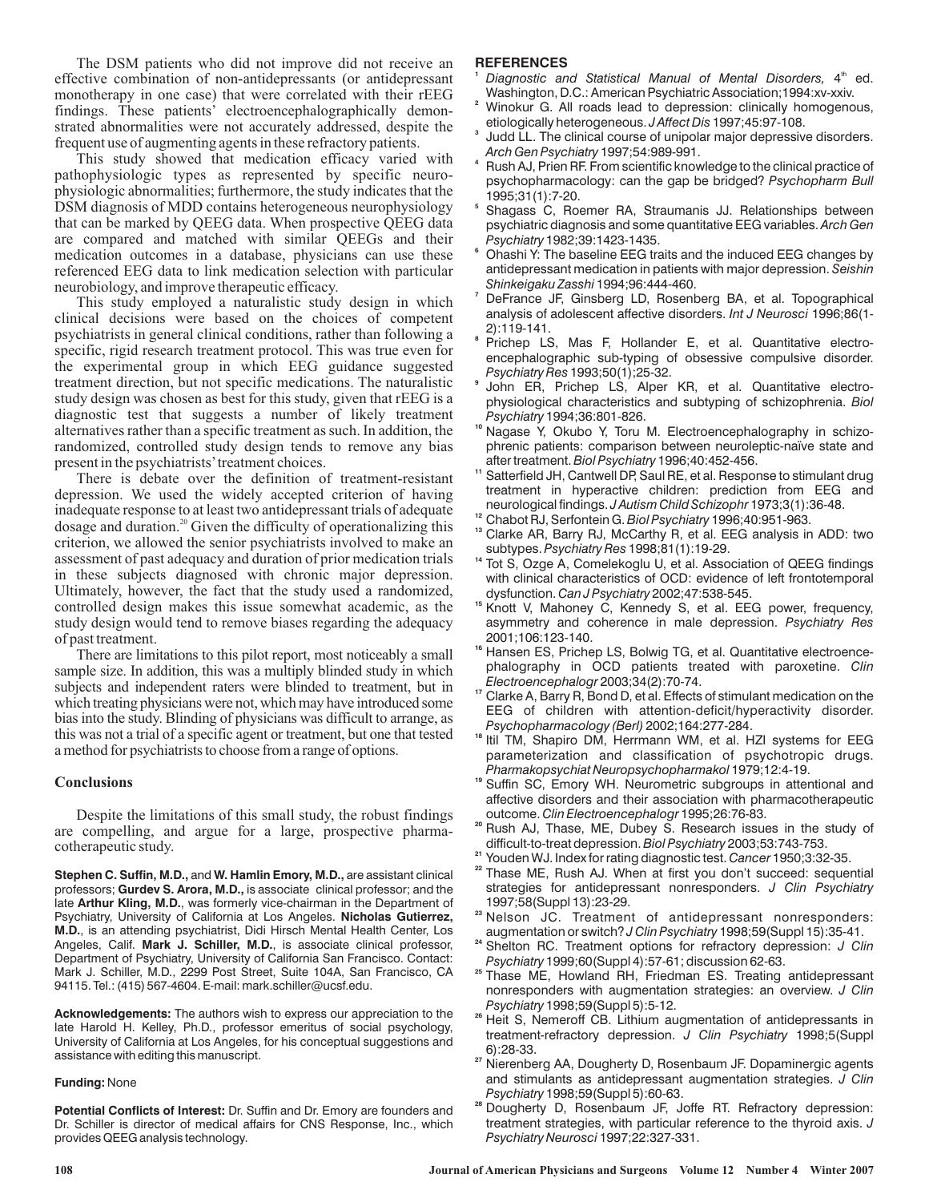The DSM patients who did not improve did not receive an effective combination of non-antidepressants (or antidepressant monotherapy in one case) that were correlated with their rEEG findings. These patients' electroencephalographically demonstrated abnormalities were not accurately addressed, despite the frequent use of augmenting agents in these refractory patients.

This study showed that medication efficacy varied with pathophysiologic types as represented by specific neurophysiologic abnormalities; furthermore, the study indicates that the DSM diagnosis of MDD contains heterogeneous neurophysiology that can be marked by QEEG data. When prospective QEEG data are compared and matched with similar QEEGs and their medication outcomes in a database, physicians can use these referenced EEG data to link medication selection with particular neurobiology, and improve therapeutic efficacy.

This study employed a naturalistic study design in which clinical decisions were based on the choices of competent psychiatrists in general clinical conditions, rather than following a specific, rigid research treatment protocol. This was true even for the experimental group in which EEG guidance suggested treatment direction, but not specific medications. The naturalistic study design was chosen as best for this study, given that rEEG is a diagnostic test that suggests a number of likely treatment alternatives rather than a specific treatment as such. In addition, the randomized, controlled study design tends to remove any bias present in the psychiatrists' treatment choices.

There is debate over the definition of treatment-resistant depression. We used the widely accepted criterion of having inadequate response to at least two antidepressant trials of adequate dosage and duration.[20] Given the difficulty of operationalizing this criterion, we allowed the senior psychiatrists involved to make an assessment of past adequacy and duration of prior medication trials in these subjects diagnosed with chronic major depression. Ultimately, however, the fact that the study used a randomized, controlled design makes this issue somewhat academic, as the study design would tend to remove biases regarding the adequacy of past treatment.

There are limitations to this pilot report, most noticeably a small sample size. In addition, this was a multiply blinded study in which subjects and independent raters were blinded to treatment, but in which treating physicians were not, which may have introduced some bias into the study. Blinding of physicians was difficult to arrange, as this was not a trial of a specific agent or treatment, but one that tested a method for psychiatrists to choose from a range of options.

## Conclusions

Despite the limitations of this small study, the robust findings are compelling, and argue for a large, prospective pharmacotherapeutic study.

**Stephen C. Suffin, M.D.,** and **W. Hamlin Emory, M.D.,** are assistant clinical professors; **Gurdev S. Arora, M.D.,** is associate clinical professor; and the late **Arthur Kling, M.D.**, was formerly vice-chairman in the Department of Psychiatry, University of California at Los Angeles. **Nicholas Gutierrez, M.D.**, is an attending psychiatrist, Didi Hirsch Mental Health Center, Los Angeles, Calif. **Mark J. Schiller, M.D.**, is associate clinical professor, Department of Psychiatry, University of California San Francisco. Contact: Mark J. Schiller, M.D., 2299 Post Street, Suite 104A, San Francisco, CA 94115. Tel.: (415) 567-4604. E-mail: mark.schiller@ucsf.edu.

**Acknowledgements:** The authors wish to express our appreciation to the late Harold H. Kelley, Ph.D., professor emeritus of social psychology, University of California at Los Angeles, for his conceptual suggestions and assistance with editing this manuscript.

**Funding:** None

**Potential Conflicts of Interest:** Dr. Suffin and Dr. Emory are founders and Dr. Schiller is director of medical affairs for CNS Response, Inc., which provides QEEG analysis technology.

## REFERENCES

1. *Diagnostic and Statistical Manual of Mental Disorders,* 4th ed. Washington, D.C.: American Psychiatric Association;1994:xv-xxiv.
2. Winokur G. All roads lead to depression: clinically homogenous, etiologically heterogeneous. *J Affect Dis* 1997;45:97-108.
3. Judd LL. The clinical course of unipolar major depressive disorders. *Arch Gen Psychiatry* 1997;54:989-991.
4. Rush AJ, Prien RF. From scientific knowledge to the clinical practice of psychopharmacology: can the gap be bridged? *Psychopharm Bull* 1995;31(1):7-20.
5. Shagass C, Roemer RA, Straumanis JJ. Relationships between psychiatric diagnosis and some quantitative EEG variables. *Arch Gen Psychiatry* 1982;39:1423-1435.
6. Ohashi Y: The baseline EEG traits and the induced EEG changes by antidepressant medication in patients with major depression. *Seishin Shinkeigaku Zasshi* 1994;96:444-460.
7. DeFrance JF, Ginsberg LD, Rosenberg BA, et al. Topographical analysis of adolescent affective disorders. *Int J Neurosci* 1996;86(1-2):119-141.
8. Prichep LS, Mas F, Hollander E, et al. Quantitative electroencephalographic sub-typing of obsessive compulsive disorder. *Psychiatry Res* 1993;50(1);25-32.
9. John ER, Prichep LS, Alper KR, et al. Quantitative electrophysiological characteristics and subtyping of schizophrenia. *Biol Psychiatry* 1994;36:801-826.
10. Nagase Y, Okubo Y, Toru M. Electroencephalography in schizophrenic patients: comparison between neuroleptic-naïve state and after treatment. *Biol Psychiatry* 1996;40:452-456.
11. Satterfield JH, Cantwell DP, Saul RE, et al. Response to stimulant drug treatment in hyperactive children: prediction from EEG and neurological findings. *J Autism Child Schizophr* 1973;3(1):36-48.
12. Chabot RJ, Serfontein G. *Biol Psychiatry* 1996;40:951-963.
13. Clarke AR, Barry RJ, McCarthy R, et al. EEG analysis in ADD: two subtypes. *Psychiatry Res* 1998;81(1):19-29.
14. Tot S, Ozge A, Comelekoglu U, et al. Association of QEEG findings with clinical characteristics of OCD: evidence of left frontotemporal dysfunction. *Can J Psychiatry* 2002;47:538-545.
15. Knott V, Mahoney C, Kennedy S, et al. EEG power, frequency, asymmetry and coherence in male depression. *Psychiatry Res* 2001;106:123-140.
16. Hansen ES, Prichep LS, Bolwig TG, et al. Quantitative electroencephalography in OCD patients treated with paroxetine. *Clin Electroencephalogr* 2003;34(2):70-74.
17. Clarke A, Barry R, Bond D, et al. Effects of stimulant medication on the EEG of children with attention-deficit/hyperactivity disorder. *Psychopharmacology (Berl)* 2002;164:277-284.
18. Itil TM, Shapiro DM, Herrmann WM, et al. HZI systems for EEG parameterization and classification of psychotropic drugs. *Pharmakopsychiat Neuropsychopharmakol* 1979;12:4-19.
19. Suffin SC, Emory WH. Neurometric subgroups in attentional and affective disorders and their association with pharmacotherapeutic outcome. *Clin Electroencephalogr* 1995;26:76-83.
20. Rush AJ, Thase, ME, Dubey S. Research issues in the study of difficult-to-treat depression. *Biol Psychiatry* 2003;53:743-753.
21. Youden WJ. Index for rating diagnostic test. *Cancer* 1950;3:32-35.
22. Thase ME, Rush AJ. When at first you don't succeed: sequential strategies for antidepressant nonresponders. *J Clin Psychiatry* 1997;58(Suppl 13):23-29.
23. Nelson JC. Treatment of antidepressant nonresponders: augmentation or switch? *J Clin Psychiatry* 1998;59(Suppl 15):35-41.
24. Shelton RC. Treatment options for refractory depression: *J Clin Psychiatry* 1999;60(Suppl 4):57-61; discussion 62-63.
25. Thase ME, Howland RH, Friedman ES. Treating antidepressant nonresponders with augmentation strategies: an overview. *J Clin Psychiatry* 1998;59(Suppl 5):5-12.
26. Heit S, Nemeroff CB. Lithium augmentation of antidepressants in treatment-refractory depression. *J Clin Psychiatry* 1998;5(Suppl 6):28-33.
27. Nierenberg AA, Dougherty D, Rosenbaum JF. Dopaminergic agents and stimulants as antidepressant augmentation strategies. *J Clin Psychiatry* 1998;59(Suppl 5):60-63.
28. Dougherty D, Rosenbaum JF, Joffe RT. Refractory depression: treatment strategies, with particular reference to the thyroid axis. *J Psychiatry Neurosci* 1997;22:327-331.